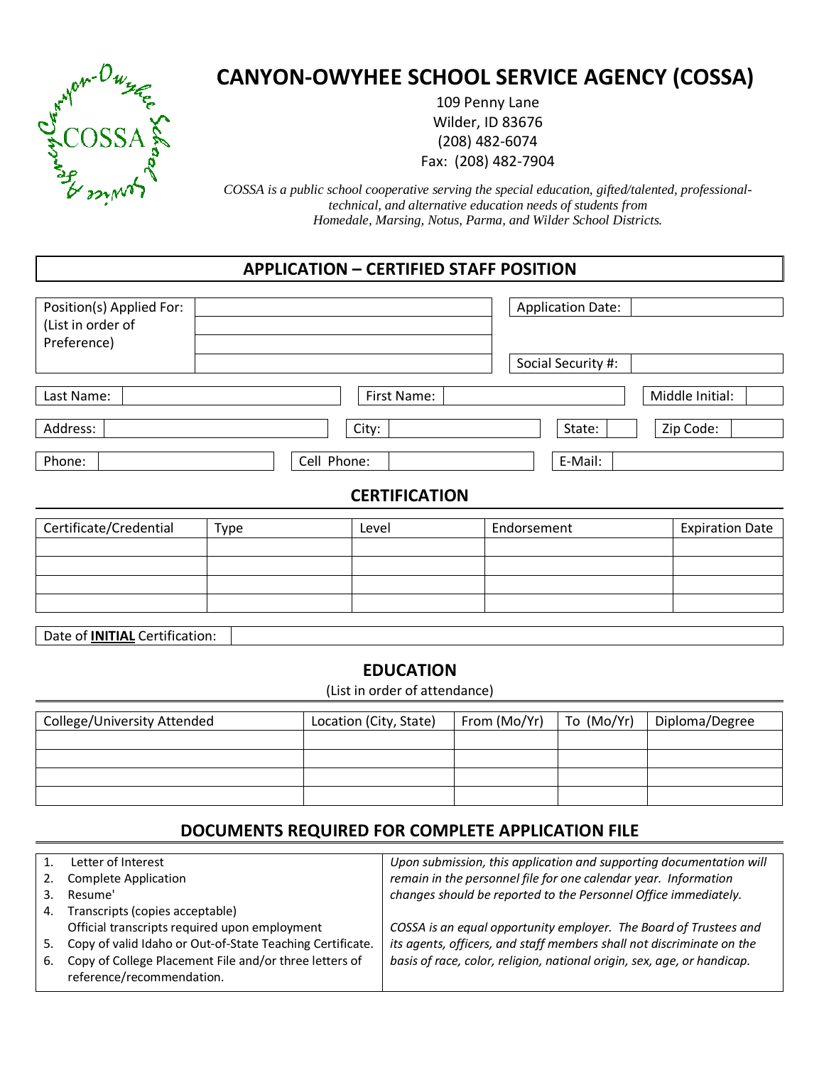# CANYON-OWYHEE SCHOOL SERVICE AGENCY (COSSA)

109 Penny Lane
Wilder, ID 83676
(208) 482-6074
Fax: (208) 482-7904

*COSSA is a public school cooperative serving the special education, gifted/talented, professional-technical, and alternative education needs of students from Homedale, Marsing, Notus, Parma, and Wilder School Districts.*

## APPLICATION – CERTIFIED STAFF POSITION

| Position(s) Applied For: (List in order of Preference) | | Application Date: | |
|---|---|---|---|
| | | | |
| | | Social Security #: | |

| Last Name: | | First Name: | | Middle Initial: | |
|---|---|---|---|---|---|

| Address: | | City: | | State: | | Zip Code: | |
|---|---|---|---|---|---|---|---|

| Phone: | | Cell Phone: | | E-Mail: | |
|---|---|---|---|---|---|

## CERTIFICATION

| Certificate/Credential | Type | Level | Endorsement | Expiration Date |
|---|---|---|---|---|
| | | | | |
| | | | | |
| | | | | |
| | | | | |

| Date of **INITIAL** Certification: | |
|---|---|

## EDUCATION

(List in order of attendance)

| College/University Attended | Location (City, State) | From (Mo/Yr) | To (Mo/Yr) | Diploma/Degree |
|---|---|---|---|---|
| | | | | |
| | | | | |
| | | | | |
| | | | | |

## DOCUMENTS REQUIRED FOR COMPLETE APPLICATION FILE

1. Letter of Interest
2. Complete Application
3. Resume'
4. Transcripts (copies acceptable)
   Official transcripts required upon employment
5. Copy of valid Idaho or Out-of-State Teaching Certificate.
6. Copy of College Placement File and/or three letters of reference/recommendation.

*Upon submission, this application and supporting documentation will remain in the personnel file for one calendar year. Information changes should be reported to the Personnel Office immediately.*

*COSSA is an equal opportunity employer. The Board of Trustees and its agents, officers, and staff members shall not discriminate on the basis of race, color, religion, national origin, sex, age, or handicap.*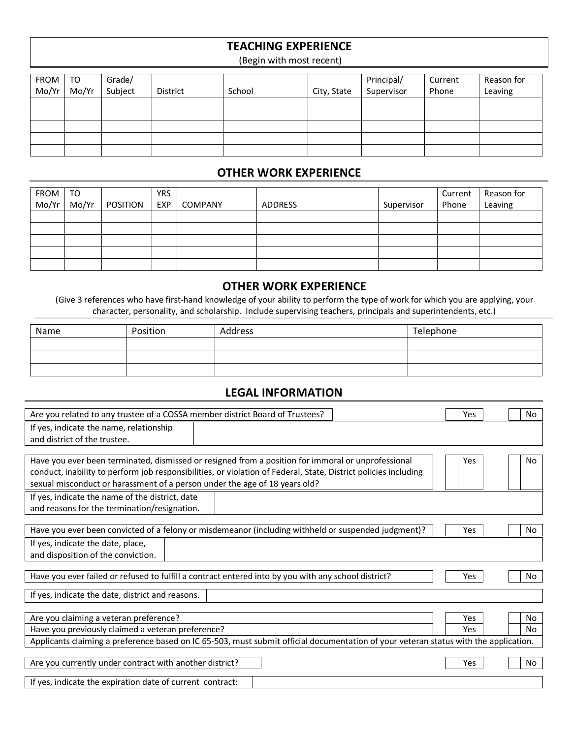## TEACHING EXPERIENCE

(Begin with most recent)

| FROM Mo/Yr | TO Mo/Yr | Grade/ Subject | District | School | City, State | Principal/ Supervisor | Current Phone | Reason for Leaving |
|---|---|---|---|---|---|---|---|---|
| | | | | | | | | |
| | | | | | | | | |
| | | | | | | | | |
| | | | | | | | | |
| | | | | | | | | |

## OTHER WORK EXPERIENCE

| FROM Mo/Yr | TO Mo/Yr | POSITION | YRS EXP | COMPANY | ADDRESS | Supervisor | Current Phone | Reason for Leaving |
|---|---|---|---|---|---|---|---|---|
| | | | | | | | | |
| | | | | | | | | |
| | | | | | | | | |
| | | | | | | | | |
| | | | | | | | | |

## OTHER WORK EXPERIENCE

(Give 3 references who have first-hand knowledge of your ability to perform the type of work for which you are applying, your character, personality, and scholarship. Include supervising teachers, principals and superintendents, etc.)

| Name | Position | Address | Telephone |
|---|---|---|---|
| | | | |
| | | | |
| | | | |

## LEGAL INFORMATION

| Question | Yes | No |
|---|---|---|
| Are you related to any trustee of a COSSA member district Board of Trustees? | ☐ Yes | ☐ No |
| If yes, indicate the name, relationship and district of the trustee. | | |

| Question | Yes | No |
|---|---|---|
| Have you ever been terminated, dismissed or resigned from a position for immoral or unprofessional conduct, inability to perform job responsibilities, or violation of Federal, State, District policies including sexual misconduct or harassment of a person under the age of 18 years old? | ☐ Yes | ☐ No |
| If yes, indicate the name of the district, date and reasons for the termination/resignation. | | |

| Question | Yes | No |
|---|---|---|
| Have you ever been convicted of a felony or misdemeanor (including withheld or suspended judgment)? | ☐ Yes | ☐ No |
| If yes, indicate the date, place, and disposition of the conviction. | | |

| Question | Yes | No |
|---|---|---|
| Have you ever failed or refused to fulfill a contract entered into by you with any school district? | ☐ Yes | ☐ No |
| If yes, indicate the date, district and reasons. | | |

| Question | Yes | No |
|---|---|---|
| Are you claiming a veteran preference? | ☐ Yes | ☐ No |
| Have you previously claimed a veteran preference? | ☐ Yes | ☐ No |

Applicants claiming a preference based on IC 65-503, must submit official documentation of your veteran status with the application.

| Question | Yes | No |
|---|---|---|
| Are you currently under contract with another district? | ☐ Yes | ☐ No |
| If yes, indicate the expiration date of current contract: | | |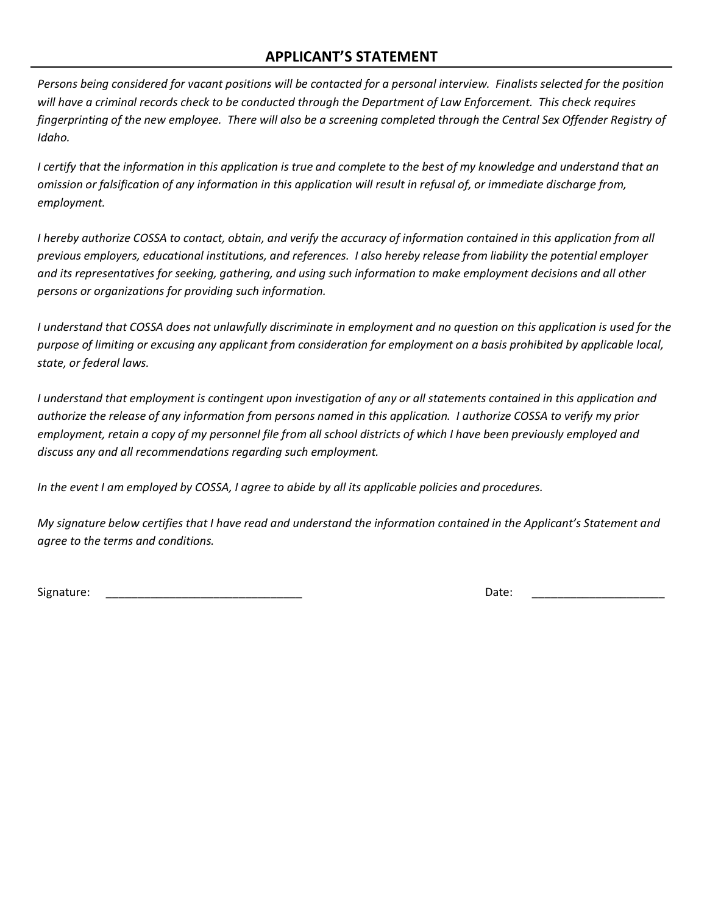## APPLICANT'S STATEMENT

*Persons being considered for vacant positions will be contacted for a personal interview. Finalists selected for the position will have a criminal records check to be conducted through the Department of Law Enforcement. This check requires fingerprinting of the new employee. There will also be a screening completed through the Central Sex Offender Registry of Idaho.*

*I certify that the information in this application is true and complete to the best of my knowledge and understand that an omission or falsification of any information in this application will result in refusal of, or immediate discharge from, employment.*

*I hereby authorize COSSA to contact, obtain, and verify the accuracy of information contained in this application from all previous employers, educational institutions, and references. I also hereby release from liability the potential employer and its representatives for seeking, gathering, and using such information to make employment decisions and all other persons or organizations for providing such information.*

*I understand that COSSA does not unlawfully discriminate in employment and no question on this application is used for the purpose of limiting or excusing any applicant from consideration for employment on a basis prohibited by applicable local, state, or federal laws.*

*I understand that employment is contingent upon investigation of any or all statements contained in this application and authorize the release of any information from persons named in this application. I authorize COSSA to verify my prior employment, retain a copy of my personnel file from all school districts of which I have been previously employed and discuss any and all recommendations regarding such employment.*

*In the event I am employed by COSSA, I agree to abide by all its applicable policies and procedures.*

*My signature below certifies that I have read and understand the information contained in the Applicant's Statement and agree to the terms and conditions.*

Signature: _______________________________ Date: _____________________